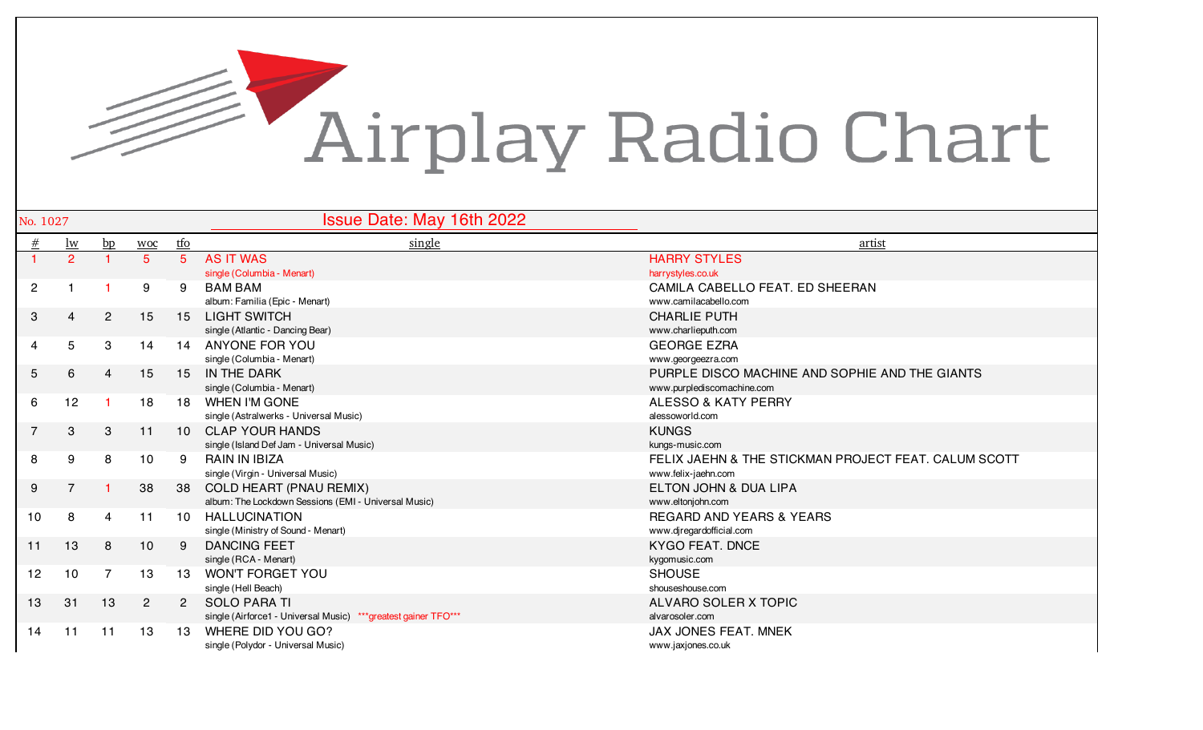# Airplay Radio Chart

No. 1027

## Issue Date: May 16th 2022

| # | lw | bp | woc | tfo | single | artist |
|---|---|---|---|---|---|---|
| 1 | 2 | 1 | 5 | 5 | AS IT WAS<br>single (Columbia - Menart) | HARRY STYLES<br>harrystyles.co.uk |
| 2 | 1 | 1 | 9 | 9 | BAM BAM<br>album: Familia (Epic - Menart) | CAMILA CABELLO FEAT. ED SHEERAN<br>www.camilacabello.com |
| 3 | 4 | 2 | 15 | 15 | LIGHT SWITCH<br>single (Atlantic - Dancing Bear) | CHARLIE PUTH<br>www.charlieputh.com |
| 4 | 5 | 3 | 14 | 14 | ANYONE FOR YOU<br>single (Columbia - Menart) | GEORGE EZRA<br>www.georgeezra.com |
| 5 | 6 | 4 | 15 | 15 | IN THE DARK<br>single (Columbia - Menart) | PURPLE DISCO MACHINE AND SOPHIE AND THE GIANTS<br>www.purplediscomachine.com |
| 6 | 12 | 1 | 18 | 18 | WHEN I'M GONE<br>single (Astralwerks - Universal Music) | ALESSO & KATY PERRY<br>alessoworld.com |
| 7 | 3 | 3 | 11 | 10 | CLAP YOUR HANDS<br>single (Island Def Jam - Universal Music) | KUNGS<br>kungs-music.com |
| 8 | 9 | 8 | 10 | 9 | RAIN IN IBIZA<br>single (Virgin - Universal Music) | FELIX JAEHN & THE STICKMAN PROJECT FEAT. CALUM SCOTT<br>www.felix-jaehn.com |
| 9 | 7 | 1 | 38 | 38 | COLD HEART (PNAU REMIX)<br>album: The Lockdown Sessions (EMI - Universal Music) | ELTON JOHN & DUA LIPA<br>www.eltonjohn.com |
| 10 | 8 | 4 | 11 | 10 | HALLUCINATION<br>single (Ministry of Sound - Menart) | REGARD AND YEARS & YEARS<br>www.djregardofficial.com |
| 11 | 13 | 8 | 10 | 9 | DANCING FEET<br>single (RCA - Menart) | KYGO FEAT. DNCE<br>kygomusic.com |
| 12 | 10 | 7 | 13 | 13 | WON'T FORGET YOU<br>single (Hell Beach) | SHOUSE<br>shouseshouse.com |
| 13 | 31 | 13 | 2 | 2 | SOLO PARA TI<br>single (Airforce1 - Universal Music) ***greatest gainer TFO*** | ALVARO SOLER X TOPIC<br>alvarosoler.com |
| 14 | 11 | 11 | 13 | 13 | WHERE DID YOU GO?<br>single (Polydor - Universal Music) | JAX JONES FEAT. MNEK<br>www.jaxjones.co.uk |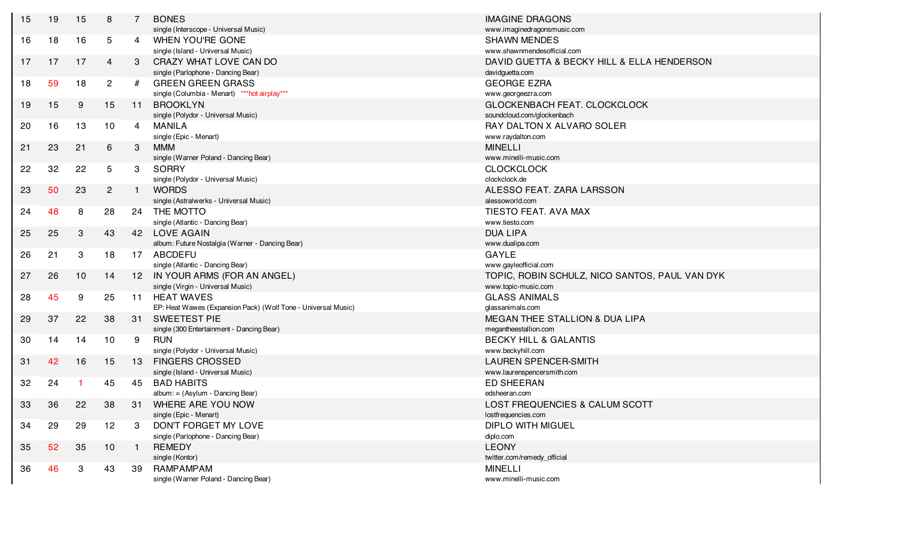| | | | | | | |
|---|---|---|---|---|---|---|
| 15 | 19 | 15 | 8 | 7 | BONES<br>single (Interscope - Universal Music) | IMAGINE DRAGONS<br>www.imaginedragonsmusic.com |
| 16 | 18 | 16 | 5 | 4 | WHEN YOU'RE GONE<br>single (Island - Universal Music) | SHAWN MENDES<br>www.shawnmendesofficial.com |
| 17 | 17 | 17 | 4 | 3 | CRAZY WHAT LOVE CAN DO<br>single (Parlophone - Dancing Bear) | DAVID GUETTA & BECKY HILL & ELLA HENDERSON<br>davidguetta.com |
| 18 | 59 | 18 | 2 | # | GREEN GREEN GRASS<br>single (Columbia - Menart) ***hot airplay*** | GEORGE EZRA<br>www.georgeezra.com |
| 19 | 15 | 9 | 15 | 11 | BROOKLYN<br>single (Polydor - Universal Music) | GLOCKENBACH FEAT. CLOCKCLOCK<br>soundcloud.com/glockenbach |
| 20 | 16 | 13 | 10 | 4 | MANILA<br>single (Epic - Menart) | RAY DALTON X ALVARO SOLER<br>www.raydalton.com |
| 21 | 23 | 21 | 6 | 3 | MMM<br>single (Warner Poland - Dancing Bear) | MINELLI<br>www.minelli-music.com |
| 22 | 32 | 22 | 5 | 3 | SORRY<br>single (Polydor - Universal Music) | CLOCKCLOCK<br>clockclock.de |
| 23 | 50 | 23 | 2 | 1 | WORDS<br>single (Astralwerks - Universal Music) | ALESSO FEAT. ZARA LARSSON<br>alessoworld.com |
| 24 | 48 | 8 | 28 | 24 | THE MOTTO<br>single (Atlantic - Dancing Bear) | TIESTO FEAT. AVA MAX<br>www.tiesto.com |
| 25 | 25 | 3 | 43 | 42 | LOVE AGAIN<br>album: Future Nostalgia (Warner - Dancing Bear) | DUA LIPA<br>www.dualipa.com |
| 26 | 21 | 3 | 18 | 17 | ABCDEFU<br>single (Atlantic - Dancing Bear) | GAYLE<br>www.gayleofficial.com |
| 27 | 26 | 10 | 14 | 12 | IN YOUR ARMS (FOR AN ANGEL)<br>single (Virgin - Universal Music) | TOPIC, ROBIN SCHULZ, NICO SANTOS, PAUL VAN DYK<br>www.topic-music.com |
| 28 | 45 | 9 | 25 | 11 | HEAT WAVES<br>EP: Heat Wawes (Expansion Pack) (Wolf Tone - Universal Music) | GLASS ANIMALS<br>glassanimals.com |
| 29 | 37 | 22 | 38 | 31 | SWEETEST PIE<br>single (300 Entertainment - Dancing Bear) | MEGAN THEE STALLION & DUA LIPA<br>megantheestallion.com |
| 30 | 14 | 14 | 10 | 9 | RUN<br>single (Polydor - Universal Music) | BECKY HILL & GALANTIS<br>www.beckyhill.com |
| 31 | 42 | 16 | 15 | 13 | FINGERS CROSSED<br>single (Island - Universal Music) | LAUREN SPENCER-SMITH<br>www.laurenspencersmith.com |
| 32 | 24 | 1 | 45 | 45 | BAD HABITS<br>album: = (Asylum - Dancing Bear) | ED SHEERAN<br>edsheeran.com |
| 33 | 36 | 22 | 38 | 31 | WHERE ARE YOU NOW<br>single (Epic - Menart) | LOST FREQUENCIES & CALUM SCOTT<br>lostfrequencies.com |
| 34 | 29 | 29 | 12 | 3 | DON'T FORGET MY LOVE<br>single (Parlophone - Dancing Bear) | DIPLO WITH MIGUEL<br>diplo.com |
| 35 | 52 | 35 | 10 | 1 | REMEDY<br>single (Kontor) | LEONY<br>twitter.com/remedy_official |
| 36 | 46 | 3 | 43 | 39 | RAMPAMPAM<br>single (Warner Poland - Dancing Bear) | MINELLI<br>www.minelli-music.com |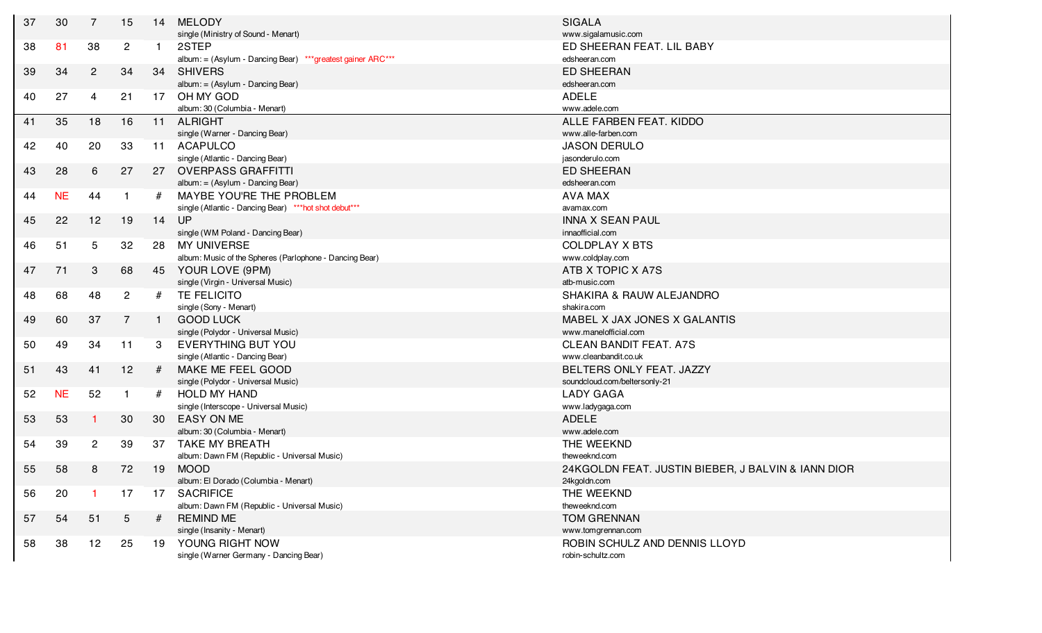| | | | | | | |
|---|---|---|---|---|---|---|
| 37 | 30 | 7 | 15 | 14 | MELODY<br>single (Ministry of Sound - Menart) | SIGALA<br>www.sigalamusic.com |
| 38 | 81 | 38 | 2 | 1 | 2STEP<br>album: = (Asylum - Dancing Bear) ***greatest gainer ARC*** | ED SHEERAN FEAT. LIL BABY<br>edsheeran.com |
| 39 | 34 | 2 | 34 | 34 | SHIVERS<br>album: = (Asylum - Dancing Bear) | ED SHEERAN<br>edsheeran.com |
| 40 | 27 | 4 | 21 | 17 | OH MY GOD<br>album: 30 (Columbia - Menart) | ADELE<br>www.adele.com |
| 41 | 35 | 18 | 16 | 11 | ALRIGHT<br>single (Warner - Dancing Bear) | ALLE FARBEN FEAT. KIDDO<br>www.alle-farben.com |
| 42 | 40 | 20 | 33 | 11 | ACAPULCO<br>single (Atlantic - Dancing Bear) | JASON DERULO<br>jasonderulo.com |
| 43 | 28 | 6 | 27 | 27 | OVERPASS GRAFFITTI<br>album: = (Asylum - Dancing Bear) | ED SHEERAN<br>edsheeran.com |
| 44 | NE | 44 | 1 | # | MAYBE YOU'RE THE PROBLEM<br>single (Atlantic - Dancing Bear) ***hot shot debut*** | AVA MAX<br>avamax.com |
| 45 | 22 | 12 | 19 | 14 | UP<br>single (WM Poland - Dancing Bear) | INNA X SEAN PAUL<br>innaofficial.com |
| 46 | 51 | 5 | 32 | 28 | MY UNIVERSE<br>album: Music of the Spheres (Parlophone - Dancing Bear) | COLDPLAY X BTS<br>www.coldplay.com |
| 47 | 71 | 3 | 68 | 45 | YOUR LOVE (9PM)<br>single (Virgin - Universal Music) | ATB X TOPIC X A7S<br>atb-music.com |
| 48 | 68 | 48 | 2 | # | TE FELICITO<br>single (Sony - Menart) | SHAKIRA & RAUW ALEJANDRO<br>shakira.com |
| 49 | 60 | 37 | 7 | 1 | GOOD LUCK<br>single (Polydor - Universal Music) | MABEL X JAX JONES X GALANTIS<br>www.manelofficial.com |
| 50 | 49 | 34 | 11 | 3 | EVERYTHING BUT YOU<br>single (Atlantic - Dancing Bear) | CLEAN BANDIT FEAT. A7S<br>www.cleanbandit.co.uk |
| 51 | 43 | 41 | 12 | # | MAKE ME FEEL GOOD<br>single (Polydor - Universal Music) | BELTERS ONLY FEAT. JAZZY<br>soundcloud.com/beltersonly-21 |
| 52 | NE | 52 | 1 | # | HOLD MY HAND<br>single (Interscope - Universal Music) | LADY GAGA<br>www.ladygaga.com |
| 53 | 53 | 1 | 30 | 30 | EASY ON ME<br>album: 30 (Columbia - Menart) | ADELE<br>www.adele.com |
| 54 | 39 | 2 | 39 | 37 | TAKE MY BREATH<br>album: Dawn FM (Republic - Universal Music) | THE WEEKND<br>theweeknd.com |
| 55 | 58 | 8 | 72 | 19 | MOOD<br>album: El Dorado (Columbia - Menart) | 24KGOLDN FEAT. JUSTIN BIEBER, J BALVIN & IANN DIOR<br>24kgoldn.com |
| 56 | 20 | 1 | 17 | 17 | SACRIFICE<br>album: Dawn FM (Republic - Universal Music) | THE WEEKND<br>theweeknd.com |
| 57 | 54 | 51 | 5 | # | REMIND ME<br>single (Insanity - Menart) | TOM GRENNAN<br>www.tomgrennan.com |
| 58 | 38 | 12 | 25 | 19 | YOUNG RIGHT NOW<br>single (Warner Germany - Dancing Bear) | ROBIN SCHULZ AND DENNIS LLOYD<br>robin-schultz.com |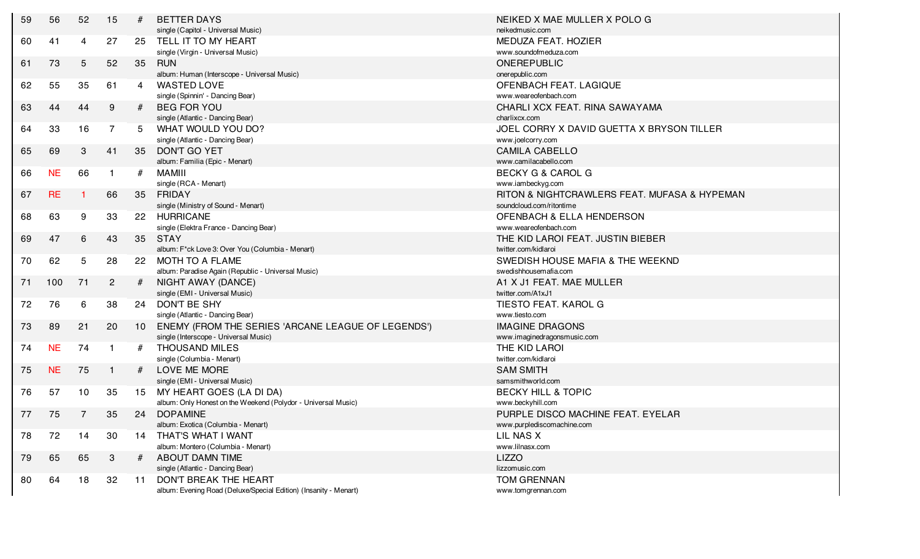| | | | | | | |
|---|---|---|---|---|---|---|
| 59 | 56 | 52 | 15 | # | BETTER DAYS<br>single (Capitol - Universal Music) | NEIKED X MAE MULLER X POLO G<br>neikedmusic.com |
| 60 | 41 | 4 | 27 | 25 | TELL IT TO MY HEART<br>single (Virgin - Universal Music) | MEDUZA FEAT. HOZIER<br>www.soundofmeduza.com |
| 61 | 73 | 5 | 52 | 35 | RUN<br>album: Human (Interscope - Universal Music) | ONEREPUBLIC<br>onerepublic.com |
| 62 | 55 | 35 | 61 | 4 | WASTED LOVE<br>single (Spinnin' - Dancing Bear) | OFENBACH FEAT. LAGIQUE<br>www.weareofenbach.com |
| 63 | 44 | 44 | 9 | # | BEG FOR YOU<br>single (Atlantic - Dancing Bear) | CHARLI XCX FEAT. RINA SAWAYAMA<br>charlixcx.com |
| 64 | 33 | 16 | 7 | 5 | WHAT WOULD YOU DO?<br>single (Atlantic - Dancing Bear) | JOEL CORRY X DAVID GUETTA X BRYSON TILLER<br>www.joelcorry.com |
| 65 | 69 | 3 | 41 | 35 | DON'T GO YET<br>album: Familia (Epic - Menart) | CAMILA CABELLO<br>www.camilacabello.com |
| 66 | NE | 66 | 1 | # | MAMIII<br>single (RCA - Menart) | BECKY G & CAROL G<br>www.iambeckyg.com |
| 67 | RE | 1 | 66 | 35 | FRIDAY<br>single (Ministry of Sound - Menart) | RITON & NIGHTCRAWLERS FEAT. MUFASA & HYPEMAN<br>soundcloud.com/ritontime |
| 68 | 63 | 9 | 33 | 22 | HURRICANE<br>single (Elektra France - Dancing Bear) | OFENBACH & ELLA HENDERSON<br>www.weareofenbach.com |
| 69 | 47 | 6 | 43 | 35 | STAY<br>album: F*ck Love 3: Over You (Columbia - Menart) | THE KID LAROI FEAT. JUSTIN BIEBER<br>twitter.com/kidlaroi |
| 70 | 62 | 5 | 28 | 22 | MOTH TO A FLAME<br>album: Paradise Again (Republic - Universal Music) | SWEDISH HOUSE MAFIA & THE WEEKND<br>swedishhousemafia.com |
| 71 | 100 | 71 | 2 | # | NIGHT AWAY (DANCE)<br>single (EMI - Universal Music) | A1 X J1 FEAT. MAE MULLER<br>twitter.com/A1xJ1 |
| 72 | 76 | 6 | 38 | 24 | DON'T BE SHY<br>single (Atlantic - Dancing Bear) | TIESTO FEAT. KAROL G<br>www.tiesto.com |
| 73 | 89 | 21 | 20 | 10 | ENEMY (FROM THE SERIES 'ARCANE LEAGUE OF LEGENDS')<br>single (Interscope - Universal Music) | IMAGINE DRAGONS<br>www.imaginedragonsmusic.com |
| 74 | NE | 74 | 1 | # | THOUSAND MILES<br>single (Columbia - Menart) | THE KID LAROI<br>twitter.com/kidlaroi |
| 75 | NE | 75 | 1 | # | LOVE ME MORE<br>single (EMI - Universal Music) | SAM SMITH<br>samsmithworld.com |
| 76 | 57 | 10 | 35 | 15 | MY HEART GOES (LA DI DA)<br>album: Only Honest on the Weekend (Polydor - Universal Music) | BECKY HILL & TOPIC<br>www.beckyhill.com |
| 77 | 75 | 7 | 35 | 24 | DOPAMINE<br>album: Exotica (Columbia - Menart) | PURPLE DISCO MACHINE FEAT. EYELAR<br>www.purplediscomachine.com |
| 78 | 72 | 14 | 30 | 14 | THAT'S WHAT I WANT<br>album: Montero (Columbia - Menart) | LIL NAS X<br>www.lilnasx.com |
| 79 | 65 | 65 | 3 | # | ABOUT DAMN TIME<br>single (Atlantic - Dancing Bear) | LIZZO<br>lizzomusic.com |
| 80 | 64 | 18 | 32 | 11 | DON'T BREAK THE HEART<br>album: Evening Road (Deluxe/Special Edition) (Insanity - Menart) | TOM GRENNAN<br>www.tomgrennan.com |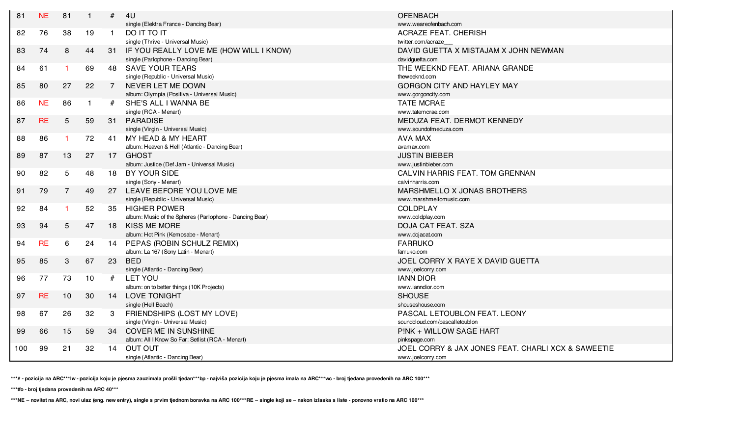| # | lw | bp | wc | tfo | Title | Artist |
|---|---|---|---|---|---|---|
| 81 | NE | 81 | 1 | # | 4U<br>single (Elektra France - Dancing Bear) | OFENBACH<br>www.weareofenbach.com |
| 82 | 76 | 38 | 19 | 1 | DO IT TO IT<br>single (Thrive - Universal Music) | ACRAZE FEAT. CHERISH<br>twitter.com/acraze___ |
| 83 | 74 | 8 | 44 | 31 | IF YOU REALLY LOVE ME (HOW WILL I KNOW)<br>single (Parlophone - Dancing Bear) | DAVID GUETTA X MISTAJAM X JOHN NEWMAN<br>davidguetta.com |
| 84 | 61 | 1 | 69 | 48 | SAVE YOUR TEARS<br>single (Republic - Universal Music) | THE WEEKND FEAT. ARIANA GRANDE<br>theweeknd.com |
| 85 | 80 | 27 | 22 | 7 | NEVER LET ME DOWN<br>album: Olympia (Positiva - Universal Music) | GORGON CITY AND HAYLEY MAY<br>www.gorgoncity.com |
| 86 | NE | 86 | 1 | # | SHE'S ALL I WANNA BE<br>single (RCA - Menart) | TATE MCRAE<br>www.tatemcrae.com |
| 87 | RE | 5 | 59 | 31 | PARADISE<br>single (Virgin - Universal Music) | MEDUZA FEAT. DERMOT KENNEDY<br>www.soundofmeduza.com |
| 88 | 86 | 1 | 72 | 41 | MY HEAD & MY HEART<br>album: Heaven & Hell (Atlantic - Dancing Bear) | AVA MAX<br>avamax.com |
| 89 | 87 | 13 | 27 | 17 | GHOST<br>album: Justice (Def Jam - Universal Music) | JUSTIN BIEBER<br>www.justinbieber.com |
| 90 | 82 | 5 | 48 | 18 | BY YOUR SIDE<br>single (Sony - Menart) | CALVIN HARRIS FEAT. TOM GRENNAN<br>calvinharris.com |
| 91 | 79 | 7 | 49 | 27 | LEAVE BEFORE YOU LOVE ME<br>single (Republic - Universal Music) | MARSHMELLO X JONAS BROTHERS<br>www.marshmellomusic.com |
| 92 | 84 | 1 | 52 | 35 | HIGHER POWER<br>album: Music of the Spheres (Parlophone - Dancing Bear) | COLDPLAY<br>www.coldplay.com |
| 93 | 94 | 5 | 47 | 18 | KISS ME MORE<br>album: Hot Pink (Kemosabe - Menart) | DOJA CAT FEAT. SZA<br>www.dojacat.com |
| 94 | RE | 6 | 24 | 14 | PEPAS (ROBIN SCHULZ REMIX)<br>album: La 167 (Sony Latin - Menart) | FARRUKO<br>farruko.com |
| 95 | 85 | 3 | 67 | 23 | BED<br>single (Atlantic - Dancing Bear) | JOEL CORRY X RAYE X DAVID GUETTA<br>www.joelcorry.com |
| 96 | 77 | 73 | 10 | # | LET YOU<br>album: on to better things (10K Projects) | IANN DIOR<br>www.ianndior.com |
| 97 | RE | 10 | 30 | 14 | LOVE TONIGHT<br>single (Hell Beach) | SHOUSE<br>shouseshouse.com |
| 98 | 67 | 26 | 32 | 3 | FRIENDSHIPS (LOST MY LOVE)<br>single (Virgin - Universal Music) | PASCAL LETOUBLON FEAT. LEONY<br>soundcloud.com/pascalletoublon |
| 99 | 66 | 15 | 59 | 34 | COVER ME IN SUNSHINE<br>album: All I Know So Far: Setlist (RCA - Menart) | P!NK + WILLOW SAGE HART<br>pinkspage.com |
| 100 | 99 | 21 | 32 | 14 | OUT OUT<br>single (Atlantic - Dancing Bear) | JOEL CORRY & JAX JONES FEAT. CHARLI XCX & SAWEETIE<br>www.joelcorry.com |

***# - pozicija na ARC***lw - pozicija koju je pjesma zauzimala prošli tjedan***bp - najviša pozicija koju je pjesma imala na ARC***wc - broj tjedana provedenih na ARC 100***

***tfo - broj tjedana provedenih na ARC 40***

***NE – novitet na ARC, novi ulaz (eng. new entry), single s prvim tjednom boravka na ARC 100***RE – single koji se – nakon izlaska s liste - ponovno vratio na ARC 100***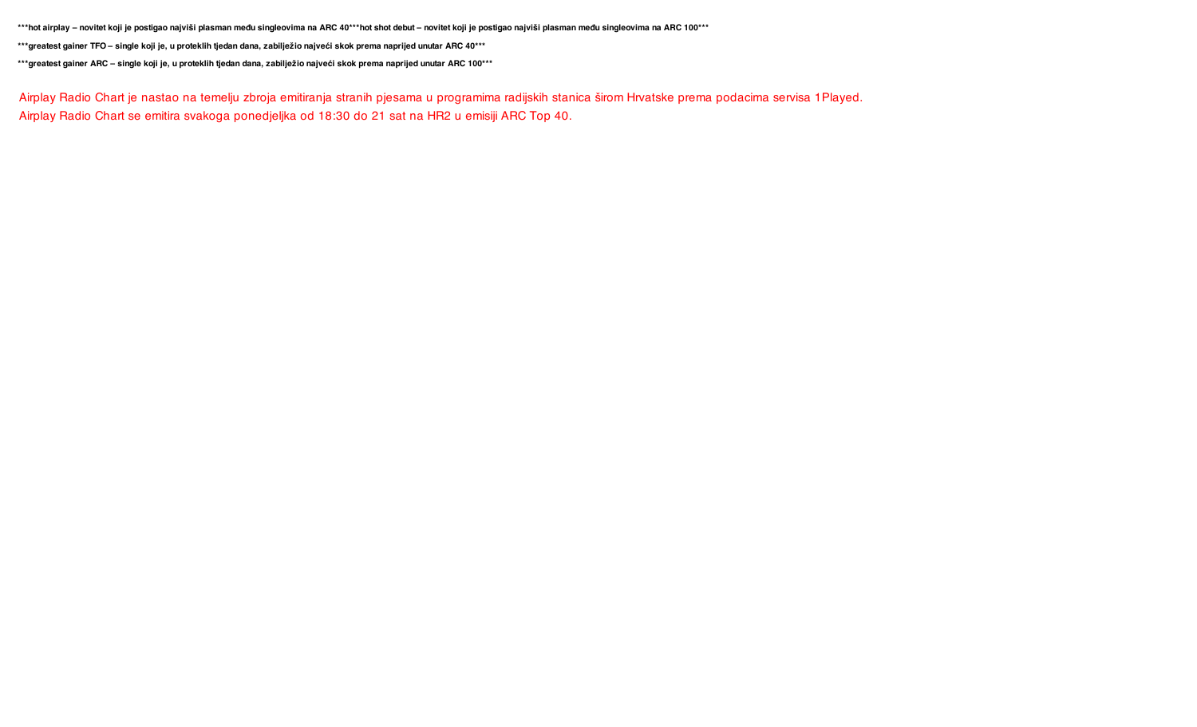***hot airplay – novitet koji je postigao najviši plasman među singleovima na ARC 40***hot shot debut – novitet koji je postigao najviši plasman među singleovima na ARC 100***

***greatest gainer TFO – single koji je, u proteklih tjedan dana, zabilježio najveći skok prema naprijed unutar ARC 40***

***greatest gainer ARC – single koji je, u proteklih tjedan dana, zabilježio najveći skok prema naprijed unutar ARC 100***

Airplay Radio Chart je nastao na temelju zbroja emitiranja stranih pjesama u programima radijskih stanica širom Hrvatske prema podacima servisa 1Played.
Airplay Radio Chart se emitira svakoga ponedjeljka od 18:30 do 21 sat na HR2 u emisiji ARC Top 40.